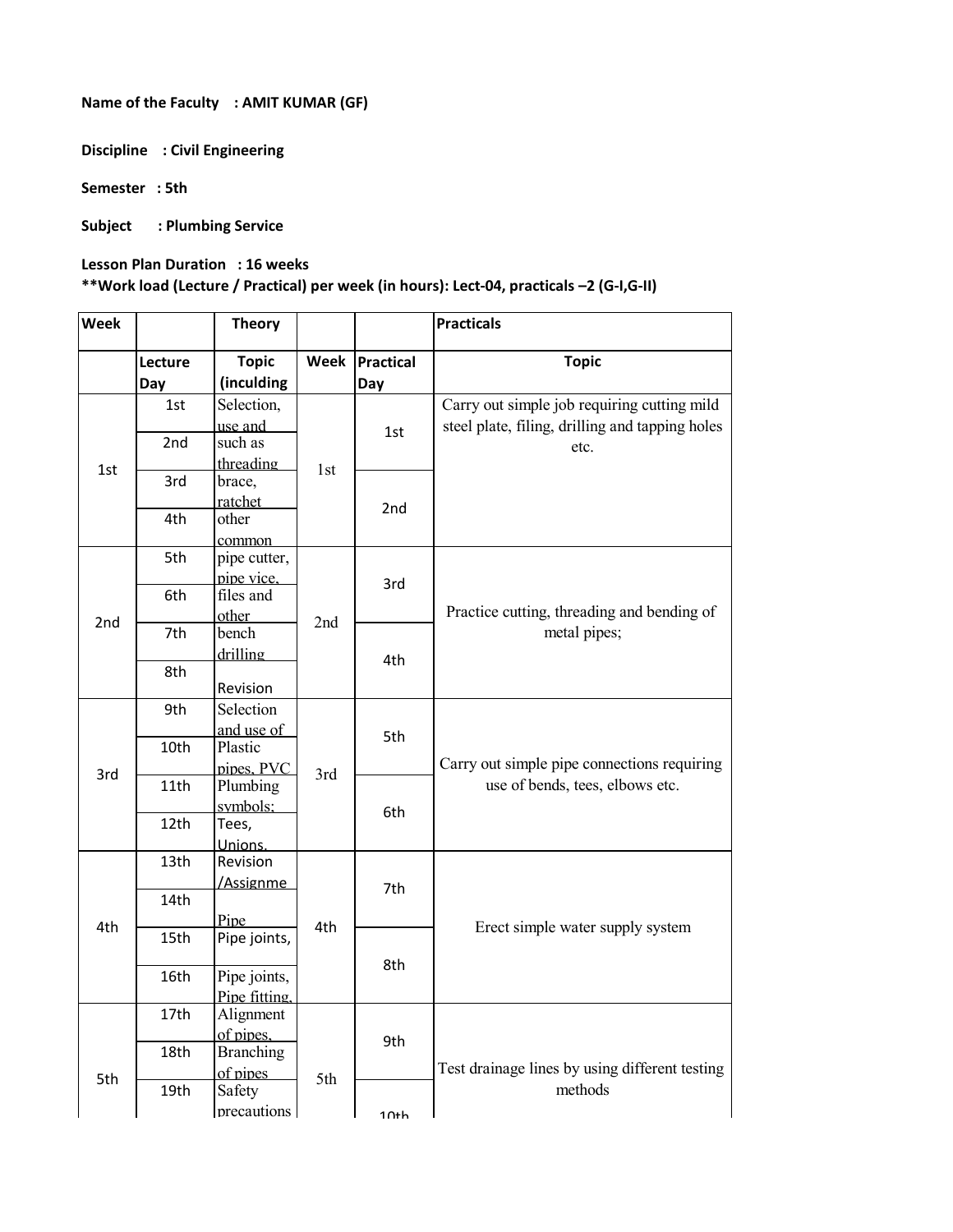**Name of the Faculty : AMIT KUMAR (GF)**

**Discipline : Civil Engineering**

**Semester : 5th**

**Subject : Plumbing Service**

**Lesson Plan Duration : 16 weeks**

****Work load (Lecture / Practical) per week (in hours): Lect-04, practicals –2 (G-I,G-II)**

| Week | | Theory | | | Practicals |
|---|---|---|---|---|---|
| | Lecture Day | Topic (inculding | Week | Practical Day | Topic |
| 1st | 1st | Selection, use and | 1st | 1st | Carry out simple job requiring cutting mild steel plate, filing, drilling and tapping holes etc. |
| | 2nd | such as threading | | | |
| | 3rd | brace, ratchet | | 2nd | |
| | 4th | other common | | | |
| 2nd | 5th | pipe cutter, pipe vice, | 2nd | 3rd | Practice cutting, threading and bending of metal pipes; |
| | 6th | files and other | | | |
| | 7th | bench drilling | | 4th | |
| | 8th | Revision | | | |
| 3rd | 9th | Selection and use of | 3rd | 5th | Carry out simple pipe connections requiring use of bends, tees, elbows etc. |
| | 10th | Plastic pipes, PVC | | | |
| | 11th | Plumbing symbols; | | 6th | |
| | 12th | Tees, Unions, | | | |
| 4th | 13th | Revision /Assignme | 4th | 7th | Erect simple water supply system |
| | 14th | Pipe | | | |
| | 15th | Pipe joints, | | 8th | |
| | 16th | Pipe joints, Pipe fitting, | | | |
| 5th | 17th | Alignment of pipes, | 5th | 9th | Test drainage lines by using different testing methods |
| | 18th | Branching of pipes | | | |
| | 19th | Safety precautions | | 10th | |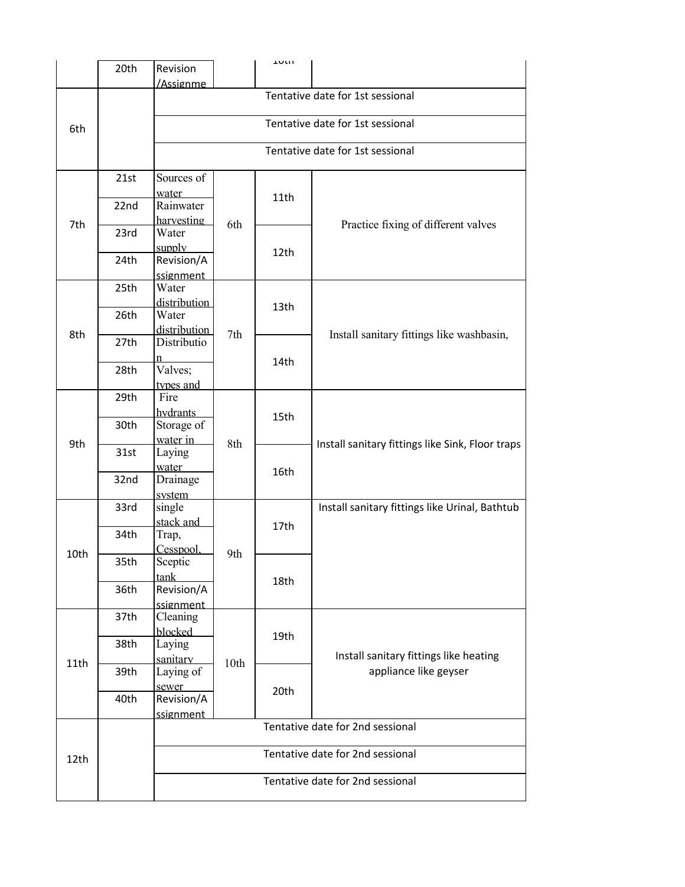| | | | | | |
|---|---|---|---|---|---|
| | 20th | Revision /Assignme | | 10th | |
| 6th | | Tentative date for 1st sessional | | | |
| | | Tentative date for 1st sessional | | | |
| | | Tentative date for 1st sessional | | | |
| 7th | 21st | Sources of water | 6th | 11th | Practice fixing of different valves |
| | 22nd | Rainwater harvesting | | | |
| | 23rd | Water supply | | 12th | |
| | 24th | Revision/Assignment | | | |
| 8th | 25th | Water distribution | 7th | 13th | Install sanitary fittings like washbasin, |
| | 26th | Water distribution | | | |
| | 27th | Distribution | | 14th | |
| | 28th | Valves; types and | | | |
| 9th | 29th | Fire hydrants | 8th | 15th | Install sanitary fittings like Sink, Floor traps |
| | 30th | Storage of water in | | | |
| | 31st | Laying water | | 16th | |
| | 32nd | Drainage system | | | |
| 10th | 33rd | single stack and | 9th | 17th | Install sanitary fittings like Urinal, Bathtub |
| | 34th | Trap, Cesspool, | | | |
| | 35th | Sceptic tank | | 18th | |
| | 36th | Revision/Assignment | | | |
| 11th | 37th | Cleaning blocked | 10th | 19th | Install sanitary fittings like heating appliance like geyser |
| | 38th | Laying sanitary | | | |
| | 39th | Laying of sewer | | 20th | |
| | 40th | Revision/Assignment | | | |
| 12th | | Tentative date for 2nd sessional | | | |
| | | Tentative date for 2nd sessional | | | |
| | | Tentative date for 2nd sessional | | | |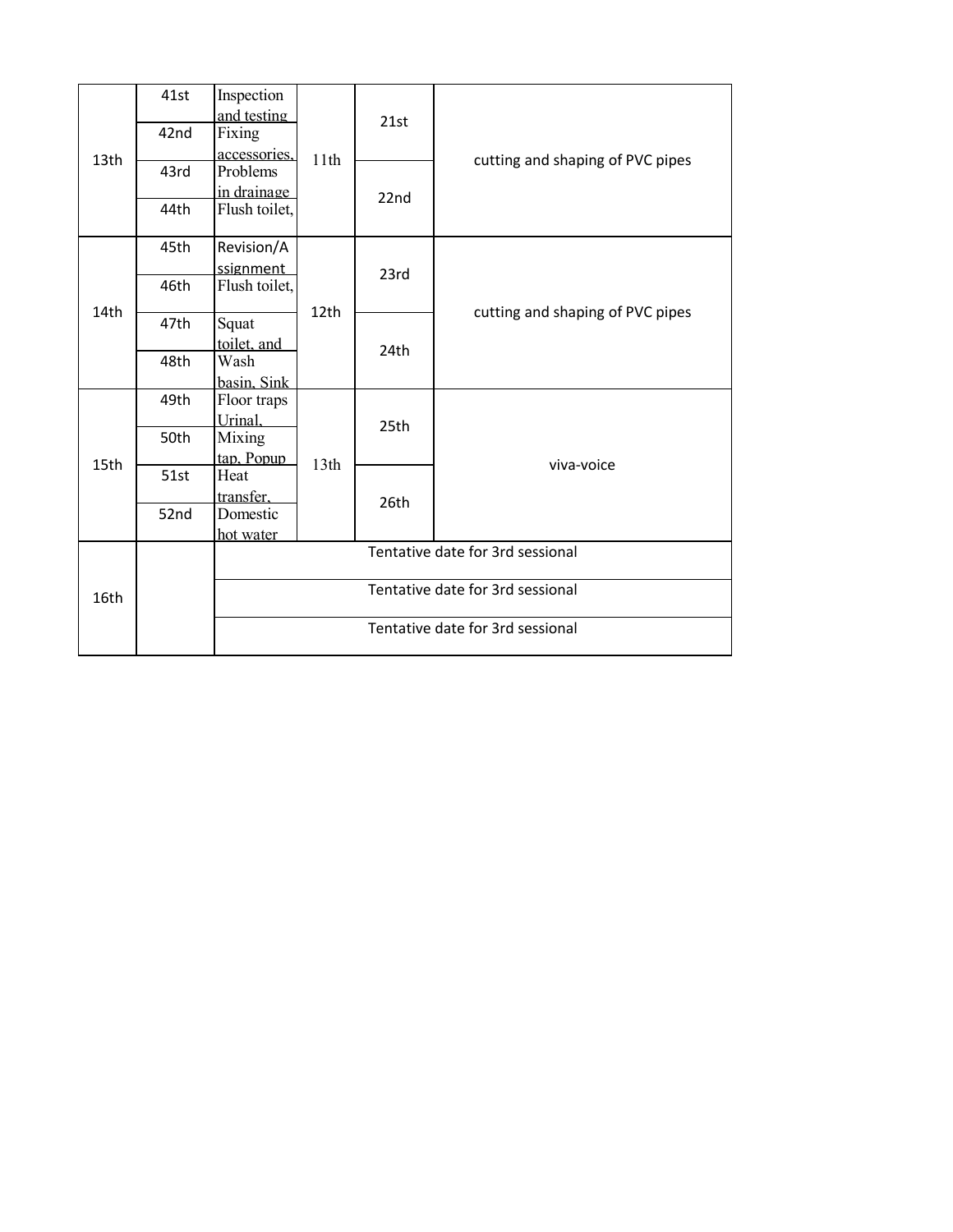| | | | | | |
|---|---|---|---|---|---|
| 13th | 41st | Inspection and testing | 11th | 21st | cutting and shaping of PVC pipes |
| | 42nd | Fixing accessories, | | | |
| | 43rd | Problems in drainage | | 22nd | |
| | 44th | Flush toilet, | | | |
| 14th | 45th | Revision/Assignment | 12th | 23rd | cutting and shaping of PVC pipes |
| | 46th | Flush toilet, | | | |
| | 47th | Squat toilet, and | | 24th | |
| | 48th | Wash basin, Sink | | | |
| 15th | 49th | Floor traps Urinal, | 13th | 25th | viva-voice |
| | 50th | Mixing tap, Popup | | | |
| | 51st | Heat transfer, | | 26th | |
| | 52nd | Domestic hot water | | | |
| 16th | | Tentative date for 3rd sessional | | | |
| | | Tentative date for 3rd sessional | | | |
| | | Tentative date for 3rd sessional | | | |